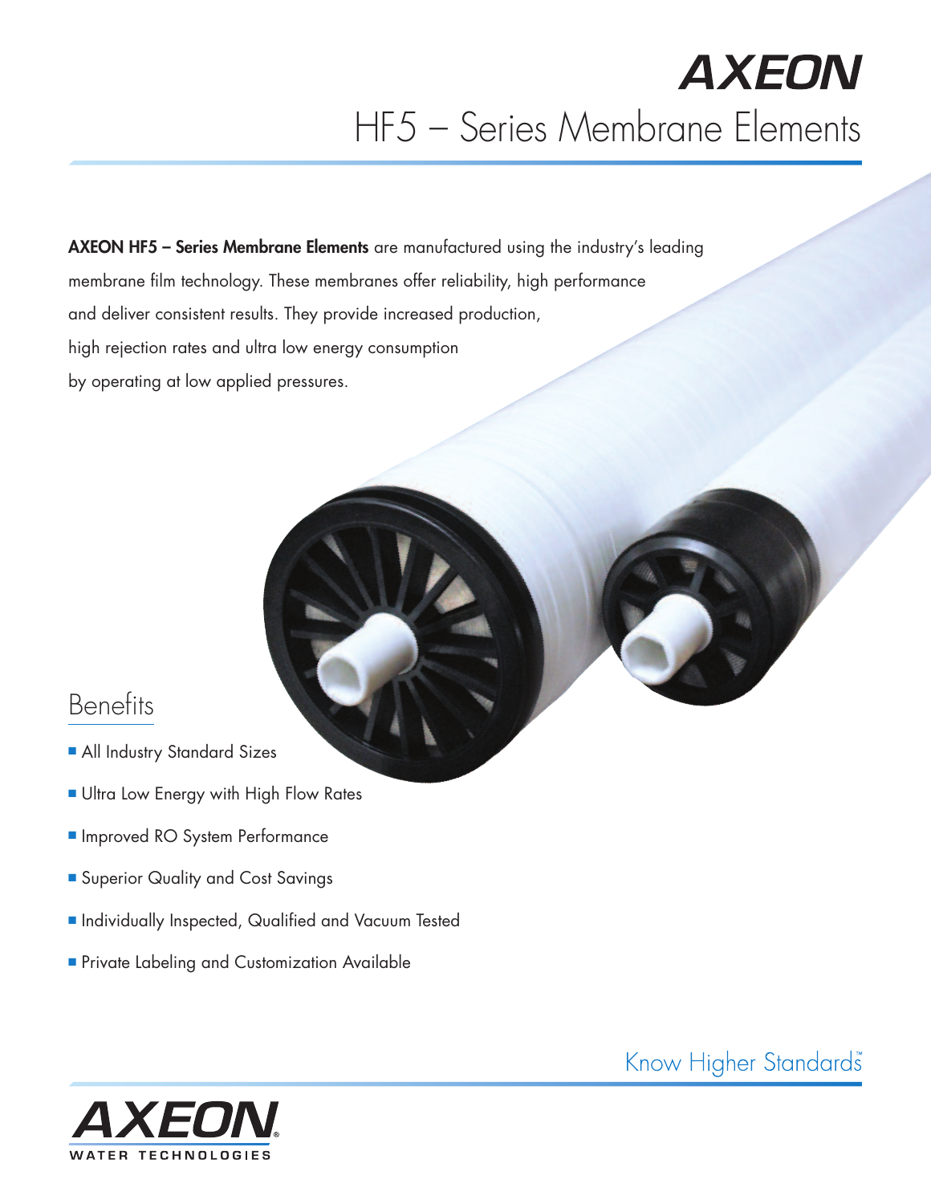# AXEON

## HF5 – Series Membrane Elements

**AXEON HF5 – Series Membrane Elements** are manufactured using the industry's leading membrane film technology. These membranes offer reliability, high performance and deliver consistent results. They provide increased production, high rejection rates and ultra low energy consumption by operating at low applied pressures.

## Benefits

- All Industry Standard Sizes
- Ultra Low Energy with High Flow Rates
- Improved RO System Performance
- Superior Quality and Cost Savings
- Individually Inspected, Qualified and Vacuum Tested
- Private Labeling and Customization Available

Know Higher Standards™

AXEON® WATER TECHNOLOGIES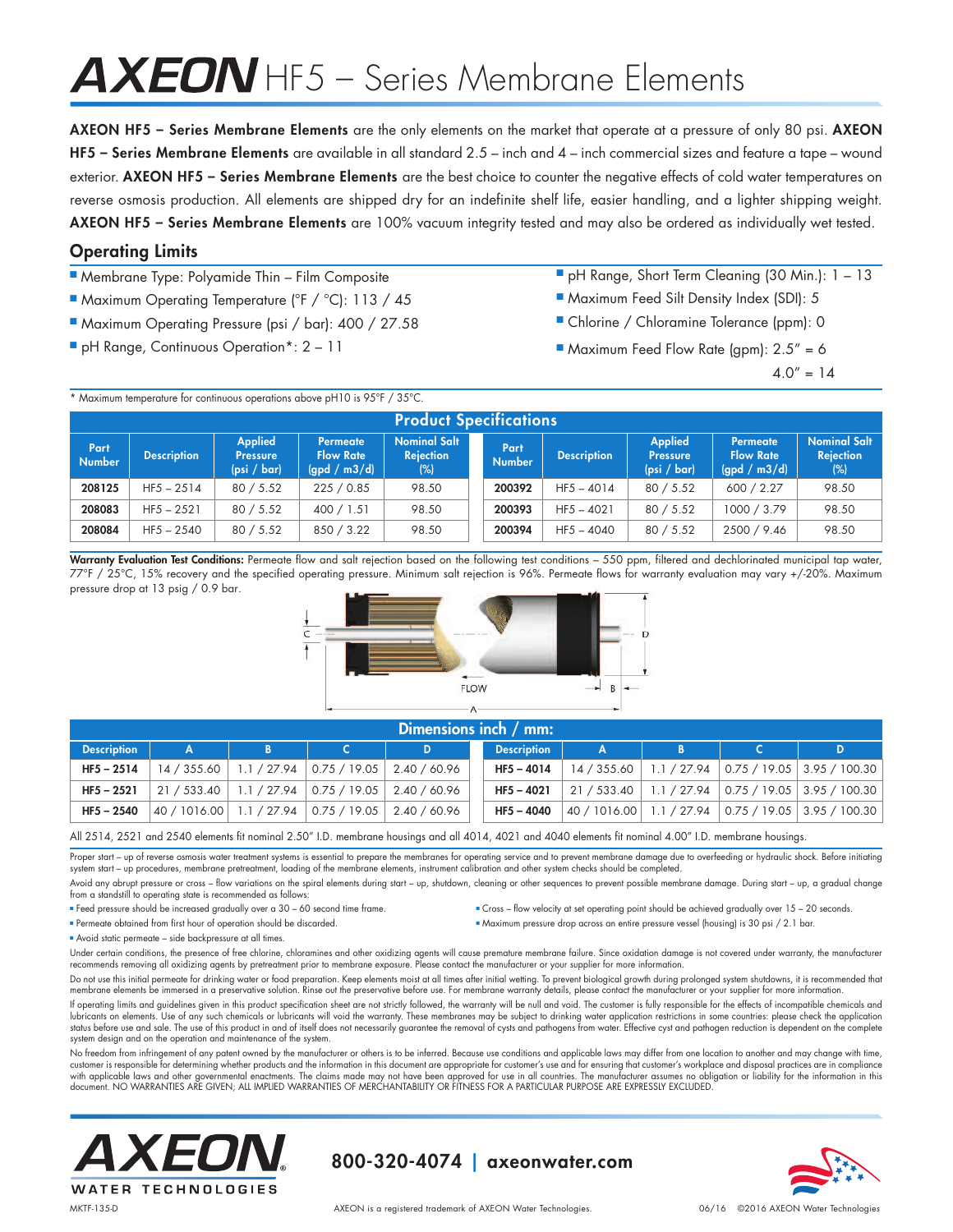# AXEON HF5 – Series Membrane Elements

**AXEON HF5 – Series Membrane Elements** are the only elements on the market that operate at a pressure of only 80 psi. **AXEON HF5 – Series Membrane Elements** are available in all standard 2.5 – inch and 4 – inch commercial sizes and feature a tape – wound exterior. **AXEON HF5 – Series Membrane Elements** are the best choice to counter the negative effects of cold water temperatures on reverse osmosis production. All elements are shipped dry for an indefinite shelf life, easier handling, and a lighter shipping weight. **AXEON HF5 – Series Membrane Elements** are 100% vacuum integrity tested and may also be ordered as individually wet tested.

## Operating Limits

- Membrane Type: Polyamide Thin – Film Composite
- Maximum Operating Temperature (°F / °C): 113 / 45
- Maximum Operating Pressure (psi / bar): 400 / 27.58
- pH Range, Continuous Operation*: 2 – 11
- pH Range, Short Term Cleaning (30 Min.): 1 – 13
- Maximum Feed Silt Density Index (SDI): 5
- Chlorine / Chloramine Tolerance (ppm): 0
- Maximum Feed Flow Rate (gpm): 2.5" = 6
  4.0" = 14

\* Maximum temperature for continuous operations above pH10 is 95°F / 35°C.

## Product Specifications

| Part Number | Description | Applied Pressure (psi / bar) | Permeate Flow Rate (gpd / m3/d) | Nominal Salt Rejection (%) | Part Number | Description | Applied Pressure (psi / bar) | Permeate Flow Rate (gpd / m3/d) | Nominal Salt Rejection (%) |
|---|---|---|---|---|---|---|---|---|---|
| **208125** | HF5 – 2514 | 80 / 5.52 | 225 / 0.85 | 98.50 | **200392** | HF5 – 4014 | 80 / 5.52 | 600 / 2.27 | 98.50 |
| **208083** | HF5 – 2521 | 80 / 5.52 | 400 / 1.51 | 98.50 | **200393** | HF5 – 4021 | 80 / 5.52 | 1000 / 3.79 | 98.50 |
| **208084** | HF5 – 2540 | 80 / 5.52 | 850 / 3.22 | 98.50 | **200394** | HF5 – 4040 | 80 / 5.52 | 2500 / 9.46 | 98.50 |

**Warranty Evaluation Test Conditions:** Permeate flow and salt rejection based on the following test conditions – 550 ppm, filtered and dechlorinated municipal tap water, 77°F / 25°C, 15% recovery and the specified operating pressure. Minimum salt rejection is 96%. Permeate flows for warranty evaluation may vary +/-20%. Maximum pressure drop at 13 psig / 0.9 bar.

C

D

FLOW

B

A

## Dimensions inch / mm:

| Description | A | B | C | D | Description | A | B | C | D |
|---|---|---|---|---|---|---|---|---|---|
| **HF5 – 2514** | 14 / 355.60 | 1.1 / 27.94 | 0.75 / 19.05 | 2.40 / 60.96 | **HF5 – 4014** | 14 / 355.60 | 1.1 / 27.94 | 0.75 / 19.05 | 3.95 / 100.30 |
| **HF5 – 2521** | 21 / 533.40 | 1.1 / 27.94 | 0.75 / 19.05 | 2.40 / 60.96 | **HF5 – 4021** | 21 / 533.40 | 1.1 / 27.94 | 0.75 / 19.05 | 3.95 / 100.30 |
| **HF5 – 2540** | 40 / 1016.00 | 1.1 / 27.94 | 0.75 / 19.05 | 2.40 / 60.96 | **HF5 – 4040** | 40 / 1016.00 | 1.1 / 27.94 | 0.75 / 19.05 | 3.95 / 100.30 |

All 2514, 2521 and 2540 elements fit nominal 2.50" I.D. membrane housings and all 4014, 4021 and 4040 elements fit nominal 4.00" I.D. membrane housings.

Proper start – up of reverse osmosis water treatment systems is essential to prepare the membranes for operating service and to prevent membrane damage due to overfeeding or hydraulic shock. Before initiating system start – up procedures, membrane pretreatment, loading of the membrane elements, instrument calibration and other system checks should be completed.

Avoid any abrupt pressure or cross – flow variations on the spiral elements during start – up, shutdown, cleaning or other sequences to prevent possible membrane damage. During start – up, a gradual change from a standstill to operating state is recommended as follows:

- Feed pressure should be increased gradually over a 30 – 60 second time frame.
- Permeate obtained from first hour of operation should be discarded.
- Avoid static permeate – side backpressure at all times.
- Cross – flow velocity at set operating point should be achieved gradually over 15 – 20 seconds.
- Maximum pressure drop across an entire pressure vessel (housing) is 30 psi / 2.1 bar.

Under certain conditions, the presence of free chlorine, chloramines and other oxidizing agents will cause premature membrane failure. Since oxidation damage is not covered under warranty, the manufacturer recommends removing all oxidizing agents by pretreatment prior to membrane exposure. Please contact the manufacturer or your supplier for more information.

Do not use this initial permeate for drinking water or food preparation. Keep elements moist at all times after initial wetting. To prevent biological growth during prolonged system shutdowns, it is recommended that membrane elements be immersed in a preservative solution. Rinse out the preservative before use. For membrane warranty details, please contact the manufacturer or your supplier for more information.

If operating limits and guidelines given in this product specification sheet are not strictly followed, the warranty will be null and void. The customer is fully responsible for the effects of incompatible chemicals and lubricants on elements. Use of any such chemicals or lubricants will void the warranty. These membranes may be subject to drinking water application restrictions in some countries: please check the application status before use and sale. The use of this product in and of itself does not necessarily guarantee the removal of cysts and pathogens from water. Effective cyst and pathogen reduction is dependent on the complete system design and on the operation and maintenance of the system.

No freedom from infringement of any patent owned by the manufacturer or others is to be inferred. Because use conditions and applicable laws may differ from one location to another and may change with time, customer is responsible for determining whether products and the information in this document are appropriate for customer's use and for ensuring that customer's workplace and disposal practices are in compliance with applicable laws and other governmental enactments. The claims made may not have been approved for use in all countries. The manufacturer assumes no obligation or liability for the information in this document. NO WARRANTIES ARE GIVEN; ALL IMPLIED WARRANTIES OF MERCHANTABILITY OR FITNESS FOR A PARTICULAR PURPOSE ARE EXPRESSLY EXCLUDED.

AXEON WATER TECHNOLOGIES

800-320-4074 | axeonwater.com

MKTF-135-D

AXEON is a registered trademark of AXEON Water Technologies.

06/16 ©2016 AXEON Water Technologies